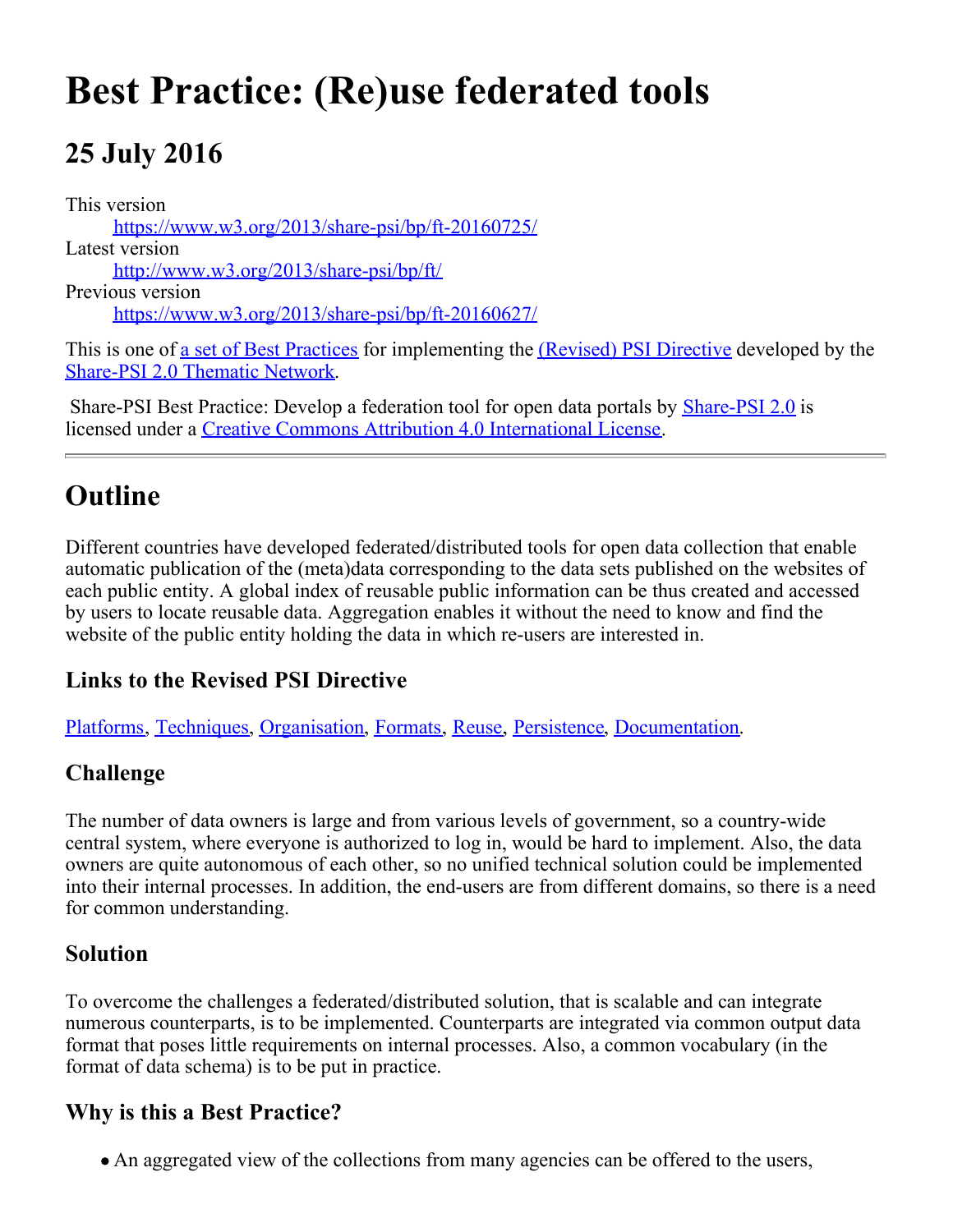# Best Practice: (Re)use federated tools

## 25 July 2016

This version
: [https://www.w3.org/2013/share-psi/bp/ft-20160725/](https://www.w3.org/2013/share-psi/bp/ft-20160725/)

Latest version
: [http://www.w3.org/2013/share-psi/bp/ft/](http://www.w3.org/2013/share-psi/bp/ft/)

Previous version
: [https://www.w3.org/2013/share-psi/bp/ft-20160627/](https://www.w3.org/2013/share-psi/bp/ft-20160627/)

This is one of a set of Best Practices for implementing the (Revised) PSI Directive developed by the Share-PSI 2.0 Thematic Network.

Share-PSI Best Practice: Develop a federation tool for open data portals by Share-PSI 2.0 is licensed under a Creative Commons Attribution 4.0 International License.

---

## Outline

Different countries have developed federated/distributed tools for open data collection that enable automatic publication of the (meta)data corresponding to the data sets published on the websites of each public entity. A global index of reusable public information can be thus created and accessed by users to locate reusable data. Aggregation enables it without the need to know and find the website of the public entity holding the data in which re-users are interested in.

### Links to the Revised PSI Directive

Platforms, Techniques, Organisation, Formats, Reuse, Persistence, Documentation.

### Challenge

The number of data owners is large and from various levels of government, so a country-wide central system, where everyone is authorized to log in, would be hard to implement. Also, the data owners are quite autonomous of each other, so no unified technical solution could be implemented into their internal processes. In addition, the end-users are from different domains, so there is a need for common understanding.

### Solution

To overcome the challenges a federated/distributed solution, that is scalable and can integrate numerous counterparts, is to be implemented. Counterparts are integrated via common output data format that poses little requirements on internal processes. Also, a common vocabulary (in the format of data schema) is to be put in practice.

### Why is this a Best Practice?

- An aggregated view of the collections from many agencies can be offered to the users,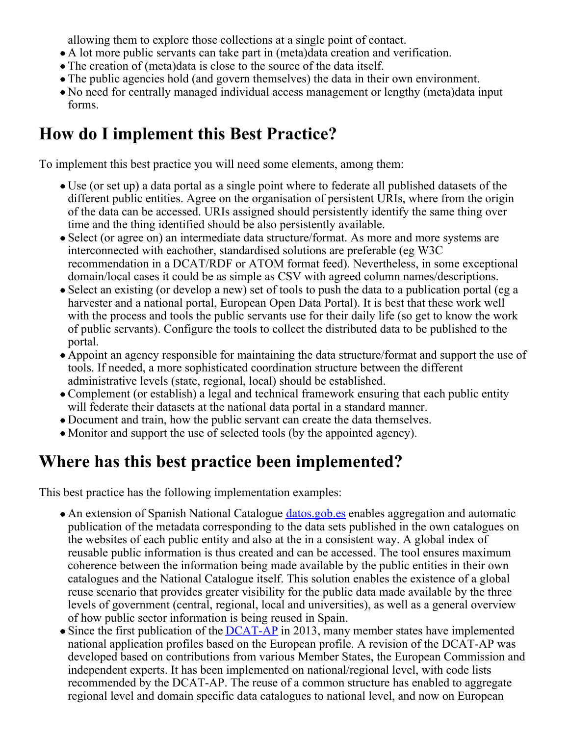allowing them to explore those collections at a single point of contact.
- A lot more public servants can take part in (meta)data creation and verification.
- The creation of (meta)data is close to the source of the data itself.
- The public agencies hold (and govern themselves) the data in their own environment.
- No need for centrally managed individual access management or lengthy (meta)data input forms.

## How do I implement this Best Practice?

To implement this best practice you will need some elements, among them:

- Use (or set up) a data portal as a single point where to federate all published datasets of the different public entities. Agree on the organisation of persistent URIs, where from the origin of the data can be accessed. URIs assigned should persistently identify the same thing over time and the thing identified should be also persistently available.
- Select (or agree on) an intermediate data structure/format. As more and more systems are interconnected with eachother, standardised solutions are preferable (eg W3C recommendation in a DCAT/RDF or ATOM format feed). Nevertheless, in some exceptional domain/local cases it could be as simple as CSV with agreed column names/descriptions.
- Select an existing (or develop a new) set of tools to push the data to a publication portal (eg a harvester and a national portal, European Open Data Portal). It is best that these work well with the process and tools the public servants use for their daily life (so get to know the work of public servants). Configure the tools to collect the distributed data to be published to the portal.
- Appoint an agency responsible for maintaining the data structure/format and support the use of tools. If needed, a more sophisticated coordination structure between the different administrative levels (state, regional, local) should be established.
- Complement (or establish) a legal and technical framework ensuring that each public entity will federate their datasets at the national data portal in a standard manner.
- Document and train, how the public servant can create the data themselves.
- Monitor and support the use of selected tools (by the appointed agency).

## Where has this best practice been implemented?

This best practice has the following implementation examples:

- An extension of Spanish National Catalogue [datos.gob.es]() enables aggregation and automatic publication of the metadata corresponding to the data sets published in the own catalogues on the websites of each public entity and also at the in a consistent way. A global index of reusable public information is thus created and can be accessed. The tool ensures maximum coherence between the information being made available by the public entities in their own catalogues and the National Catalogue itself. This solution enables the existence of a global reuse scenario that provides greater visibility for the public data made available by the three levels of government (central, regional, local and universities), as well as a general overview of how public sector information is being reused in Spain.
- Since the first publication of the [DCAT-AP]() in 2013, many member states have implemented national application profiles based on the European profile. A revision of the DCAT-AP was developed based on contributions from various Member States, the European Commission and independent experts. It has been implemented on national/regional level, with code lists recommended by the DCAT-AP. The reuse of a common structure has enabled to aggregate regional level and domain specific data catalogues to national level, and now on European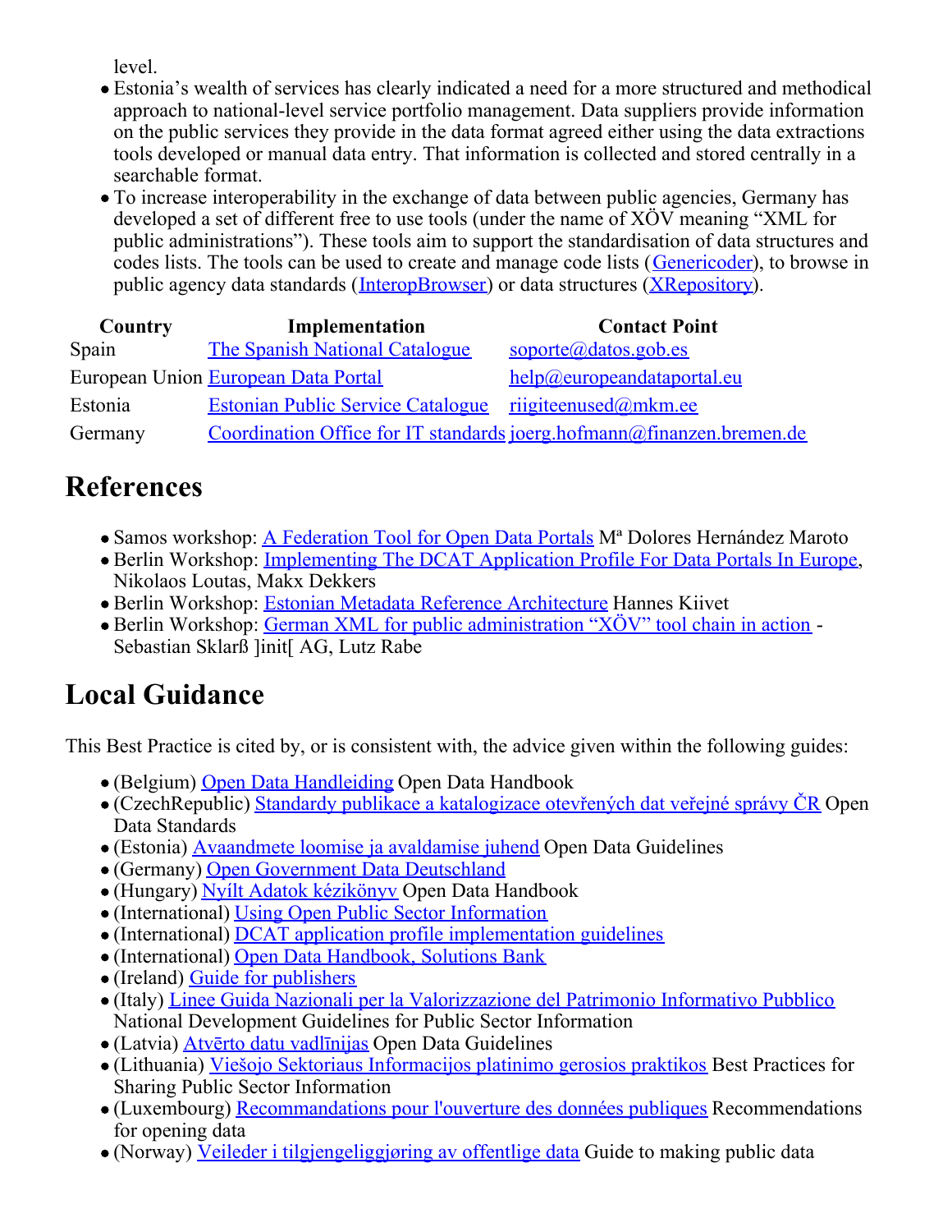level.

- Estonia's wealth of services has clearly indicated a need for a more structured and methodical approach to national-level service portfolio management. Data suppliers provide information on the public services they provide in the data format agreed either using the data extractions tools developed or manual data entry. That information is collected and stored centrally in a searchable format.
- To increase interoperability in the exchange of data between public agencies, Germany has developed a set of different free to use tools (under the name of XÖV meaning "XML for public administrations"). These tools aim to support the standardisation of data structures and codes lists. The tools can be used to create and manage code lists (Genericoder), to browse in public agency data standards (InteropBrowser) or data structures (XRepository).

| Country | Implementation | Contact Point |
| --- | --- | --- |
| Spain | The Spanish National Catalogue | soporte@datos.gob.es |
| European Union | European Data Portal | help@europeandataportal.eu |
| Estonia | Estonian Public Service Catalogue | riigiteenused@mkm.ee |
| Germany | Coordination Office for IT standards | joerg.hofmann@finanzen.bremen.de |

## References

- Samos workshop: A Federation Tool for Open Data Portals Mª Dolores Hernández Maroto
- Berlin Workshop: Implementing The DCAT Application Profile For Data Portals In Europe, Nikolaos Loutas, Makx Dekkers
- Berlin Workshop: Estonian Metadata Reference Architecture Hannes Kiivet
- Berlin Workshop: German XML for public administration "XÖV" tool chain in action - Sebastian Sklarß ]init[ AG, Lutz Rabe

## Local Guidance

This Best Practice is cited by, or is consistent with, the advice given within the following guides:

- (Belgium) Open Data Handleiding Open Data Handbook
- (CzechRepublic) Standardy publikace a katalogizace otevřených dat veřejné správy ČR Open Data Standards
- (Estonia) Avaandmete loomise ja avaldamise juhend Open Data Guidelines
- (Germany) Open Government Data Deutschland
- (Hungary) Nyílt Adatok kézikönyv Open Data Handbook
- (International) Using Open Public Sector Information
- (International) DCAT application profile implementation guidelines
- (International) Open Data Handbook, Solutions Bank
- (Ireland) Guide for publishers
- (Italy) Linee Guida Nazionali per la Valorizzazione del Patrimonio Informativo Pubblico National Development Guidelines for Public Sector Information
- (Latvia) Atvērto datu vadlīnijas Open Data Guidelines
- (Lithuania) Viešojo Sektoriaus Informacijos platinimo gerosios praktikos Best Practices for Sharing Public Sector Information
- (Luxembourg) Recommandations pour l'ouverture des données publiques Recommendations for opening data
- (Norway) Veileder i tilgjengeliggjøring av offentlige data Guide to making public data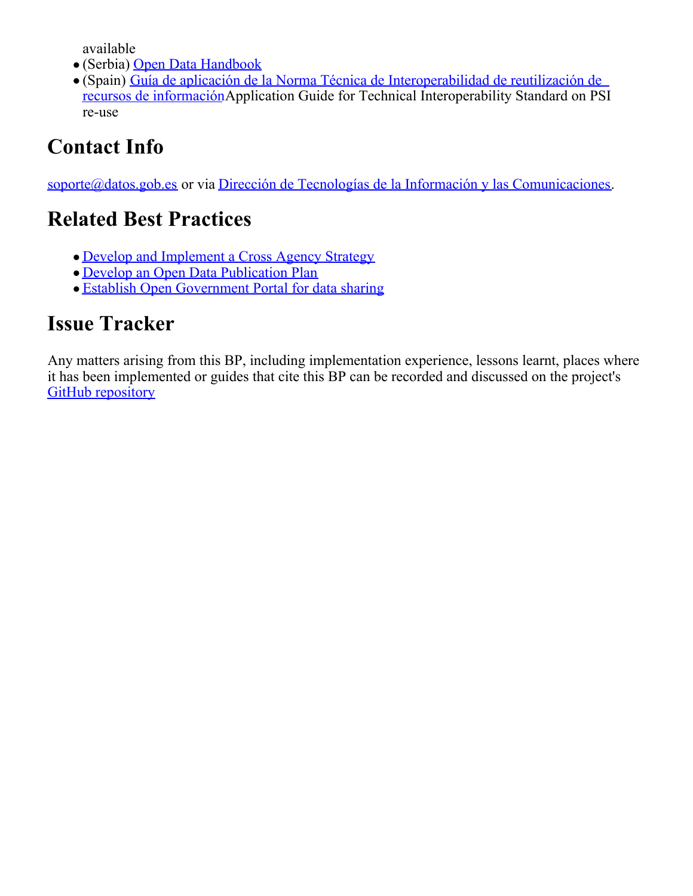available

- (Serbia) Open Data Handbook
- (Spain) Guía de aplicación de la Norma Técnica de Interoperabilidad de reutilización de recursos de informaciónApplication Guide for Technical Interoperability Standard on PSI re-use

## Contact Info

soporte@datos.gob.es or via Dirección de Tecnologías de la Información y las Comunicaciones.

## Related Best Practices

- Develop and Implement a Cross Agency Strategy
- Develop an Open Data Publication Plan
- Establish Open Government Portal for data sharing

## Issue Tracker

Any matters arising from this BP, including implementation experience, lessons learnt, places where it has been implemented or guides that cite this BP can be recorded and discussed on the project's GitHub repository